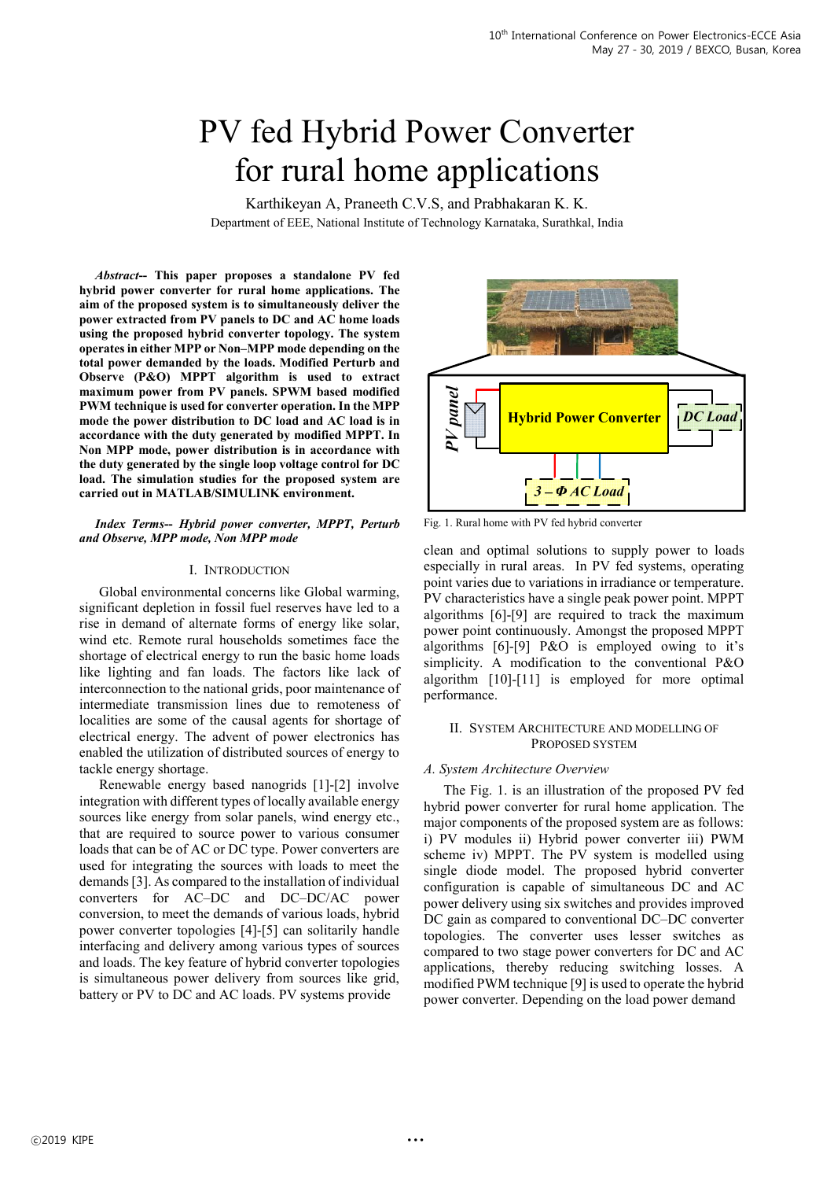# PV fed Hybrid Power Converter for rural home applications

Karthikeyan A, Praneeth C.V.S, and Prabhakaran K. K.
Department of EEE, National Institute of Technology Karnataka, Surathkal, India

***Abstract*-- This paper proposes a standalone PV fed hybrid power converter for rural home applications. The aim of the proposed system is to simultaneously deliver the power extracted from PV panels to DC and AC home loads using the proposed hybrid converter topology. The system operates in either MPP or Non–MPP mode depending on the total power demanded by the loads. Modified Perturb and Observe (P&O) MPPT algorithm is used to extract maximum power from PV panels. SPWM based modified PWM technique is used for converter operation. In the MPP mode the power distribution to DC load and AC load is in accordance with the duty generated by modified MPPT. In Non MPP mode, power distribution is in accordance with the duty generated by the single loop voltage control for DC load. The simulation studies for the proposed system are carried out in MATLAB/SIMULINK environment.**

***Index Terms-- Hybrid power converter, MPPT, Perturb and Observe, MPP mode, Non MPP mode***

## I. Introduction

Global environmental concerns like Global warming, significant depletion in fossil fuel reserves have led to a rise in demand of alternate forms of energy like solar, wind etc. Remote rural households sometimes face the shortage of electrical energy to run the basic home loads like lighting and fan loads. The factors like lack of interconnection to the national grids, poor maintenance of intermediate transmission lines due to remoteness of localities are some of the causal agents for shortage of electrical energy. The advent of power electronics has enabled the utilization of distributed sources of energy to tackle energy shortage.

Renewable energy based nanogrids [1]-[2] involve integration with different types of locally available energy sources like energy from solar panels, wind energy etc., that are required to source power to various consumer loads that can be of AC or DC type. Power converters are used for integrating the sources with loads to meet the demands [3]. As compared to the installation of individual converters for AC–DC and DC–DC/AC power conversion, to meet the demands of various loads, hybrid power converter topologies [4]-[5] can solitarily handle interfacing and delivery among various types of sources and loads. The key feature of hybrid converter topologies is simultaneous power delivery from sources like grid, battery or PV to DC and AC loads. PV systems provide clean and optimal solutions to supply power to loads especially in rural areas. In PV fed systems, operating point varies due to variations in irradiance or temperature. PV characteristics have a single peak power point. MPPT algorithms [6]-[9] are required to track the maximum power point continuously. Amongst the proposed MPPT algorithms [6]-[9] P&O is employed owing to it's simplicity. A modification to the conventional P&O algorithm [10]-[11] is employed for more optimal performance.

Fig. 1. Rural home with PV fed hybrid converter

## II. System Architecture and Modelling of Proposed System

### *A. System Architecture Overview*

The Fig. 1. is an illustration of the proposed PV fed hybrid power converter for rural home application. The major components of the proposed system are as follows: i) PV modules ii) Hybrid power converter iii) PWM scheme iv) MPPT. The PV system is modelled using single diode model. The proposed hybrid converter configuration is capable of simultaneous DC and AC power delivery using six switches and provides improved DC gain as compared to conventional DC–DC converter topologies. The converter uses lesser switches as compared to two stage power converters for DC and AC applications, thereby reducing switching losses. A modified PWM technique [9] is used to operate the hybrid power converter. Depending on the load power demand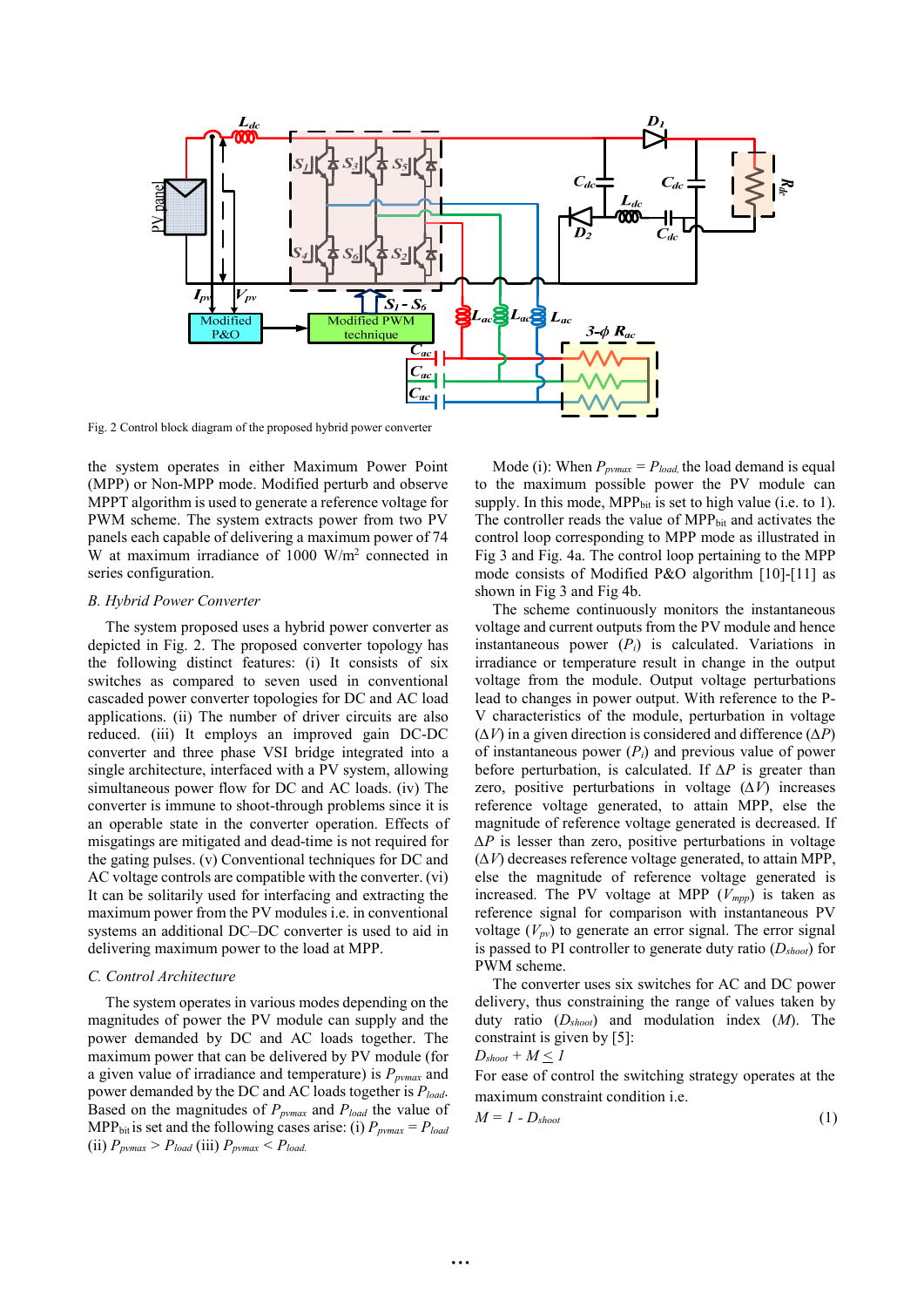Fig. 2 Control block diagram of the proposed hybrid power converter

the system operates in either Maximum Power Point (MPP) or Non-MPP mode. Modified perturb and observe MPPT algorithm is used to generate a reference voltage for PWM scheme. The system extracts power from two PV panels each capable of delivering a maximum power of 74 W at maximum irradiance of 1000 W/m$^2$ connected in series configuration.

### B. Hybrid Power Converter

The system proposed uses a hybrid power converter as depicted in Fig. 2. The proposed converter topology has the following distinct features: (i) It consists of six switches as compared to seven used in conventional cascaded power converter topologies for DC and AC load applications. (ii) The number of driver circuits are also reduced. (iii) It employs an improved gain DC-DC converter and three phase VSI bridge integrated into a single architecture, interfaced with a PV system, allowing simultaneous power flow for DC and AC loads. (iv) The converter is immune to shoot-through problems since it is an operable state in the converter operation. Effects of misgatings are mitigated and dead-time is not required for the gating pulses. (v) Conventional techniques for DC and AC voltage controls are compatible with the converter. (vi) It can be solitarily used for interfacing and extracting the maximum power from the PV modules i.e. in conventional systems an additional DC–DC converter is used to aid in delivering maximum power to the load at MPP.

### C. Control Architecture

The system operates in various modes depending on the magnitudes of power the PV module can supply and the power demanded by DC and AC loads together. The maximum power that can be delivered by PV module (for a given value of irradiance and temperature) is $P_{pvmax}$ and power demanded by the DC and AC loads together is $P_{load}$. Based on the magnitudes of $P_{pvmax}$ and $P_{load}$ the value of MPP$_{bit}$ is set and the following cases arise: (i) $P_{pvmax} = P_{load}$ (ii) $P_{pvmax} > P_{load}$ (iii) $P_{pvmax} < P_{load}$.

Mode (i): When $P_{pvmax} = P_{load,}$ the load demand is equal to the maximum possible power the PV module can supply. In this mode, MPP$_{bit}$ is set to high value (i.e. to 1). The controller reads the value of MPP$_{bit}$ and activates the control loop corresponding to MPP mode as illustrated in Fig 3 and Fig. 4a. The control loop pertaining to the MPP mode consists of Modified P&O algorithm [10]-[11] as shown in Fig 3 and Fig 4b.

The scheme continuously monitors the instantaneous voltage and current outputs from the PV module and hence instantaneous power ($P_i$) is calculated. Variations in irradiance or temperature result in change in the output voltage from the module. Output voltage perturbations lead to changes in power output. With reference to the P-V characteristics of the module, perturbation in voltage ($\Delta V$) in a given direction is considered and difference ($\Delta P$) of instantaneous power ($P_i$) and previous value of power before perturbation, is calculated. If $\Delta P$ is greater than zero, positive perturbations in voltage ($\Delta V$) increases reference voltage generated, to attain MPP, else the magnitude of reference voltage generated is decreased. If $\Delta P$ is lesser than zero, positive perturbations in voltage ($\Delta V$) decreases reference voltage generated, to attain MPP, else the magnitude of reference voltage generated is increased. The PV voltage at MPP ($V_{mpp}$) is taken as reference signal for comparison with instantaneous PV voltage ($V_{pv}$) to generate an error signal. The error signal is passed to PI controller to generate duty ratio ($D_{shoot}$) for PWM scheme.

The converter uses six switches for AC and DC power delivery, thus constraining the range of values taken by duty ratio ($D_{shoot}$) and modulation index ($M$). The constraint is given by [5]:

$D_{shoot} + M \leq 1$

For ease of control the switching strategy operates at the maximum constraint condition i.e.

$$M = 1 - D_{shoot} \tag{1}$$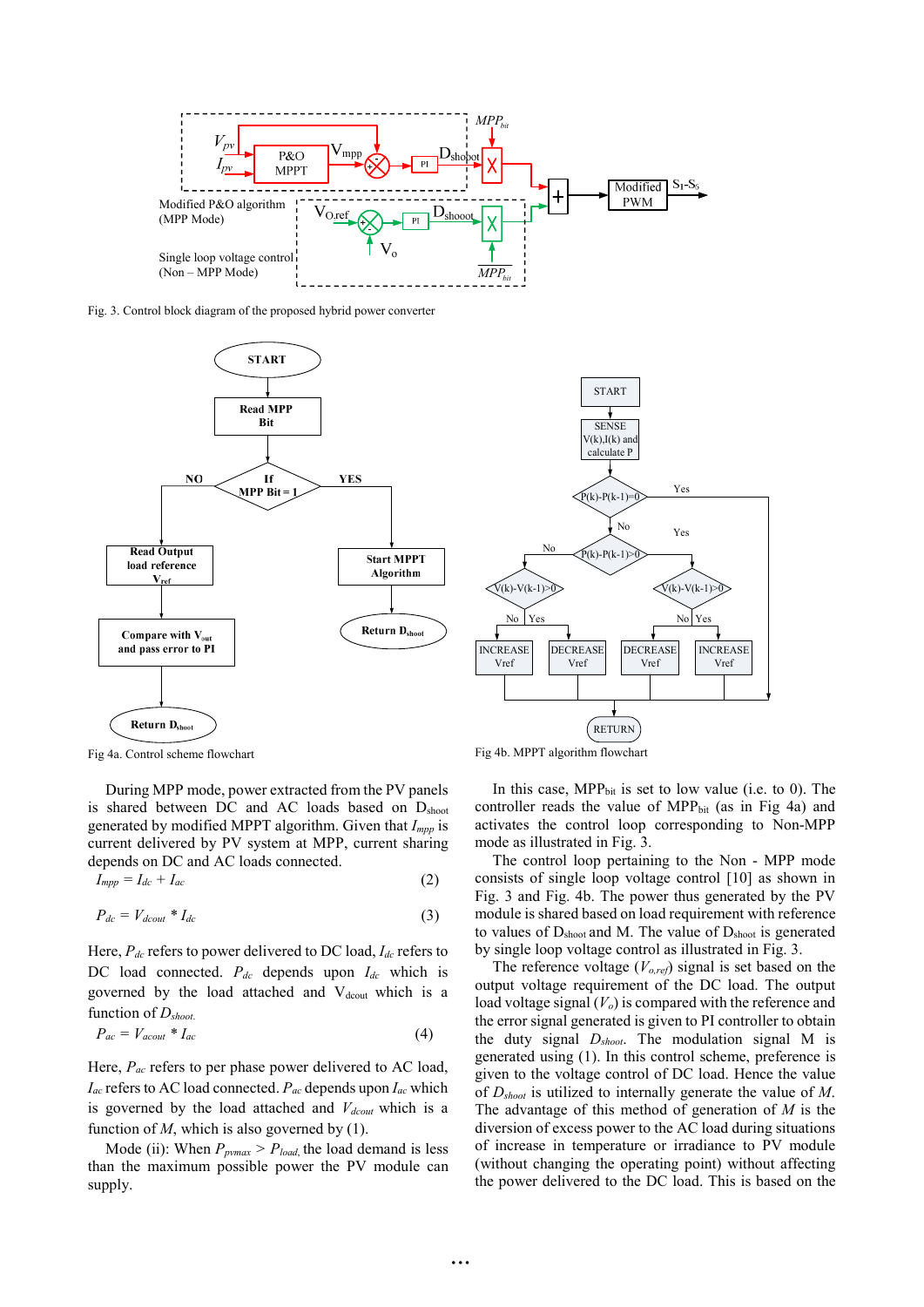Fig. 3. Control block diagram of the proposed hybrid power converter

Fig 4a. Control scheme flowchart

Fig 4b. MPPT algorithm flowchart

During MPP mode, power extracted from the PV panels is shared between DC and AC loads based on $D_{shoot}$ generated by modified MPPT algorithm. Given that $I_{mpp}$ is current delivered by PV system at MPP, current sharing depends on DC and AC loads connected.

$$I_{mpp} = I_{dc} + I_{ac} \tag{2}$$

$$P_{dc} = V_{dcout} * I_{dc} \tag{3}$$

Here, $P_{dc}$ refers to power delivered to DC load, $I_{dc}$ refers to DC load connected. $P_{dc}$ depends upon $I_{dc}$ which is governed by the load attached and $V_{dcout}$ which is a function of $D_{shoot}$.

$$P_{ac} = V_{acout} * I_{ac} \tag{4}$$

Here, $P_{ac}$ refers to per phase power delivered to AC load, $I_{ac}$ refers to AC load connected. $P_{ac}$ depends upon $I_{ac}$ which is governed by the load attached and $V_{dcout}$ which is a function of $M$, which is also governed by (1).

Mode (ii): When $P_{pvmax} > P_{load}$, the load demand is less than the maximum possible power the PV module can supply.

In this case, $MPP_{bit}$ is set to low value (i.e. to 0). The controller reads the value of $MPP_{bit}$ (as in Fig 4a) and activates the control loop corresponding to Non-MPP mode as illustrated in Fig. 3.

The control loop pertaining to the Non - MPP mode consists of single loop voltage control [10] as shown in Fig. 3 and Fig. 4b. The power thus generated by the PV module is shared based on load requirement with reference to values of $D_{shoot}$ and M. The value of $D_{shoot}$ is generated by single loop voltage control as illustrated in Fig. 3.

The reference voltage ($V_{o,ref}$) signal is set based on the output voltage requirement of the DC load. The output load voltage signal ($V_o$) is compared with the reference and the error signal generated is given to PI controller to obtain the duty signal $D_{shoot}$. The modulation signal M is generated using (1). In this control scheme, preference is given to the voltage control of DC load. Hence the value of $D_{shoot}$ is utilized to internally generate the value of $M$. The advantage of this method of generation of $M$ is the diversion of excess power to the AC load during situations of increase in temperature or irradiance to PV module (without changing the operating point) without affecting the power delivered to the DC load. This is based on the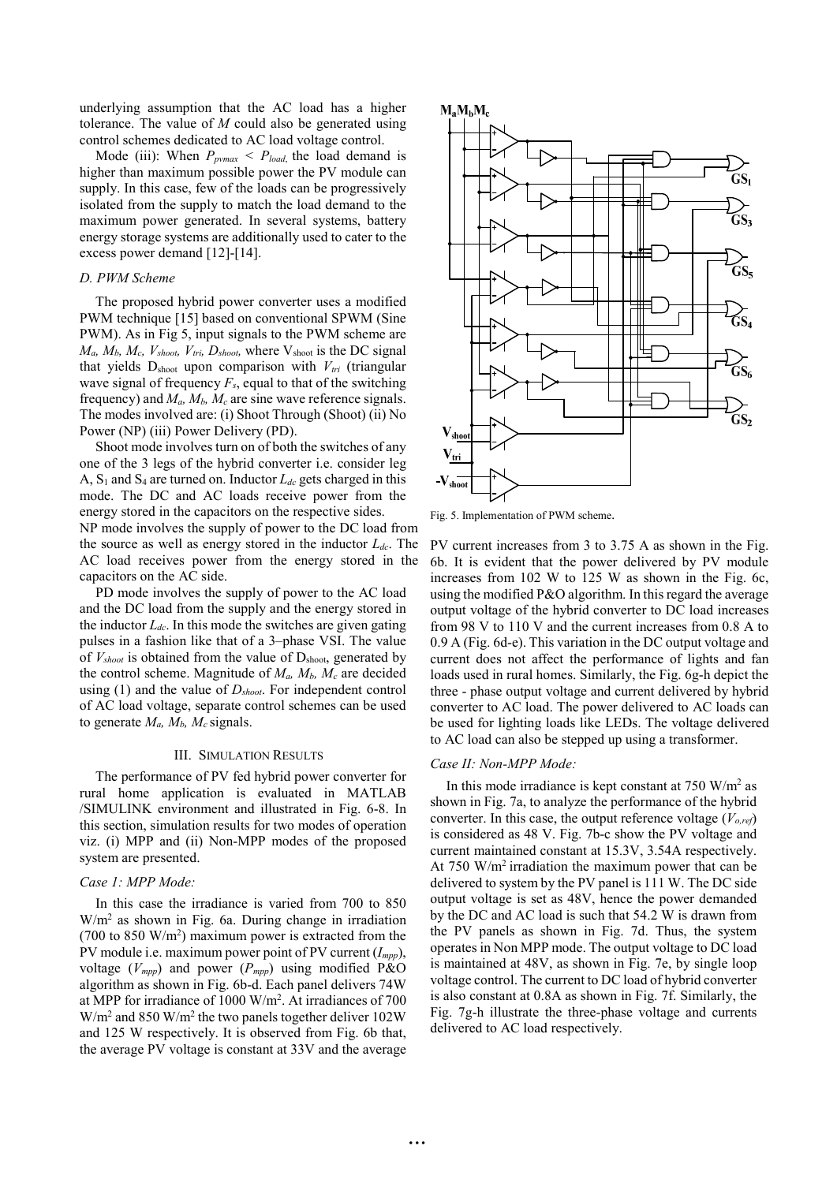underlying assumption that the AC load has a higher tolerance. The value of $M$ could also be generated using control schemes dedicated to AC load voltage control.

Mode (iii): When $P_{pvmax} < P_{load}$, the load demand is higher than maximum possible power the PV module can supply. In this case, few of the loads can be progressively isolated from the supply to match the load demand to the maximum power generated. In several systems, battery energy storage systems are additionally used to cater to the excess power demand [12]-[14].

### D. PWM Scheme

The proposed hybrid power converter uses a modified PWM technique [15] based on conventional SPWM (Sine PWM). As in Fig 5, input signals to the PWM scheme are $M_a$, $M_b$, $M_c$, $V_{shoot}$, $V_{tri}$, $D_{shoot}$, where $V_{shoot}$ is the DC signal that yields $D_{shoot}$ upon comparison with $V_{tri}$ (triangular wave signal of frequency $F_s$, equal to that of the switching frequency) and $M_a$, $M_b$, $M_c$ are sine wave reference signals. The modes involved are: (i) Shoot Through (Shoot) (ii) No Power (NP) (iii) Power Delivery (PD).

Shoot mode involves turn on of both the switches of any one of the 3 legs of the hybrid converter i.e. consider leg A, $S_1$ and $S_4$ are turned on. Inductor $L_{dc}$ gets charged in this mode. The DC and AC loads receive power from the energy stored in the capacitors on the respective sides.

NP mode involves the supply of power to the DC load from the source as well as energy stored in the inductor $L_{dc}$. The AC load receives power from the energy stored in the capacitors on the AC side.

PD mode involves the supply of power to the AC load and the DC load from the supply and the energy stored in the inductor $L_{dc}$. In this mode the switches are given gating pulses in a fashion like that of a 3–phase VSI. The value of $V_{shoot}$ is obtained from the value of $D_{shoot}$, generated by the control scheme. Magnitude of $M_a$, $M_b$, $M_c$ are decided using (1) and the value of $D_{shoot}$. For independent control of AC load voltage, separate control schemes can be used to generate $M_a$, $M_b$, $M_c$ signals.

Fig. 5. Implementation of PWM scheme.

## III. Simulation Results

The performance of PV fed hybrid power converter for rural home application is evaluated in MATLAB /SIMULINK environment and illustrated in Fig. 6-8. In this section, simulation results for two modes of operation viz. (i) MPP and (ii) Non-MPP modes of the proposed system are presented.

### Case 1: MPP Mode:

In this case the irradiance is varied from 700 to 850 W/m$^2$ as shown in Fig. 6a. During change in irradiation (700 to 850 W/m$^2$) maximum power is extracted from the PV module i.e. maximum power point of PV current ($I_{mpp}$), voltage ($V_{mpp}$) and power ($P_{mpp}$) using modified P&O algorithm as shown in Fig. 6b-d. Each panel delivers 74W at MPP for irradiance of 1000 W/m$^2$. At irradiances of 700 W/m$^2$ and 850 W/m$^2$ the two panels together deliver 102W and 125 W respectively. It is observed from Fig. 6b that, the average PV voltage is constant at 33V and the average PV current increases from 3 to 3.75 A as shown in the Fig. 6b. It is evident that the power delivered by PV module increases from 102 W to 125 W as shown in the Fig. 6c, using the modified P&O algorithm. In this regard the average output voltage of the hybrid converter to DC load increases from 98 V to 110 V and the current increases from 0.8 A to 0.9 A (Fig. 6d-e). This variation in the DC output voltage and current does not affect the performance of lights and fan loads used in rural homes. Similarly, the Fig. 6g-h depict the three - phase output voltage and current delivered by hybrid converter to AC load. The power delivered to AC loads can be used for lighting loads like LEDs. The voltage delivered to AC load can also be stepped up using a transformer.

### Case II: Non-MPP Mode:

In this mode irradiance is kept constant at 750 W/m$^2$ as shown in Fig. 7a, to analyze the performance of the hybrid converter. In this case, the output reference voltage ($V_{o,ref}$) is considered as 48 V. Fig. 7b-c show the PV voltage and current maintained constant at 15.3V, 3.54A respectively. At 750 W/m$^2$ irradiation the maximum power that can be delivered to system by the PV panel is 111 W. The DC side output voltage is set as 48V, hence the power demanded by the DC and AC load is such that 54.2 W is drawn from the PV panels as shown in Fig. 7d. Thus, the system operates in Non MPP mode. The output voltage to DC load is maintained at 48V, as shown in Fig. 7e, by single loop voltage control. The current to DC load of hybrid converter is also constant at 0.8A as shown in Fig. 7f. Similarly, the Fig. 7g-h illustrate the three-phase voltage and currents delivered to AC load respectively.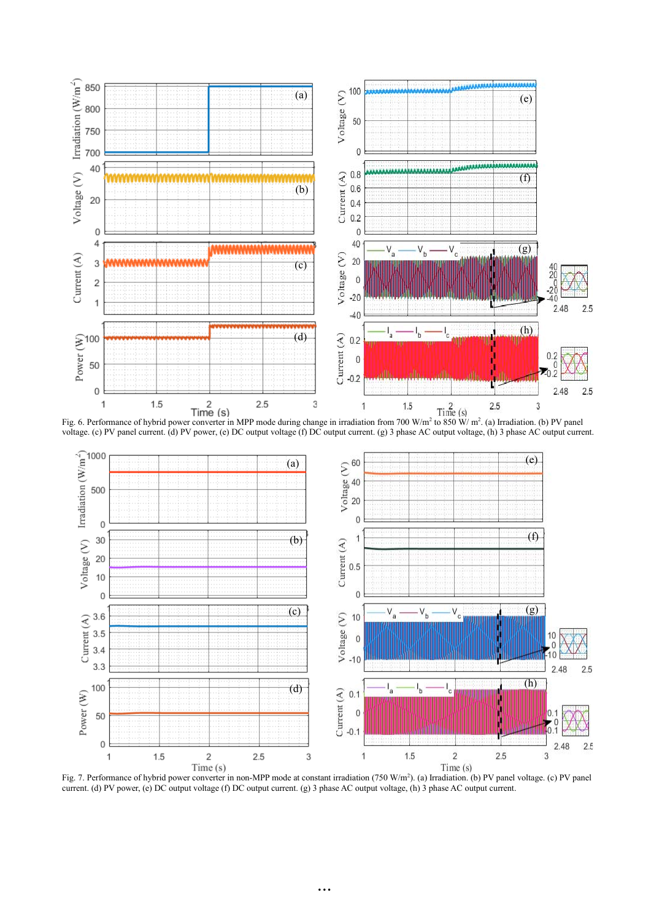Fig. 6. Performance of hybrid power converter in MPP mode during change in irradiation from 700 W/m$^2$ to 850 W/ m$^2$. (a) Irradiation. (b) PV panel voltage. (c) PV panel current. (d) PV power, (e) DC output voltage (f) DC output current. (g) 3 phase AC output voltage, (h) 3 phase AC output current.

Fig. 7. Performance of hybrid power converter in non-MPP mode at constant irradiation (750 W/m$^2$). (a) Irradiation. (b) PV panel voltage. (c) PV panel current. (d) PV power, (e) DC output voltage (f) DC output current. (g) 3 phase AC output voltage, (h) 3 phase AC output current.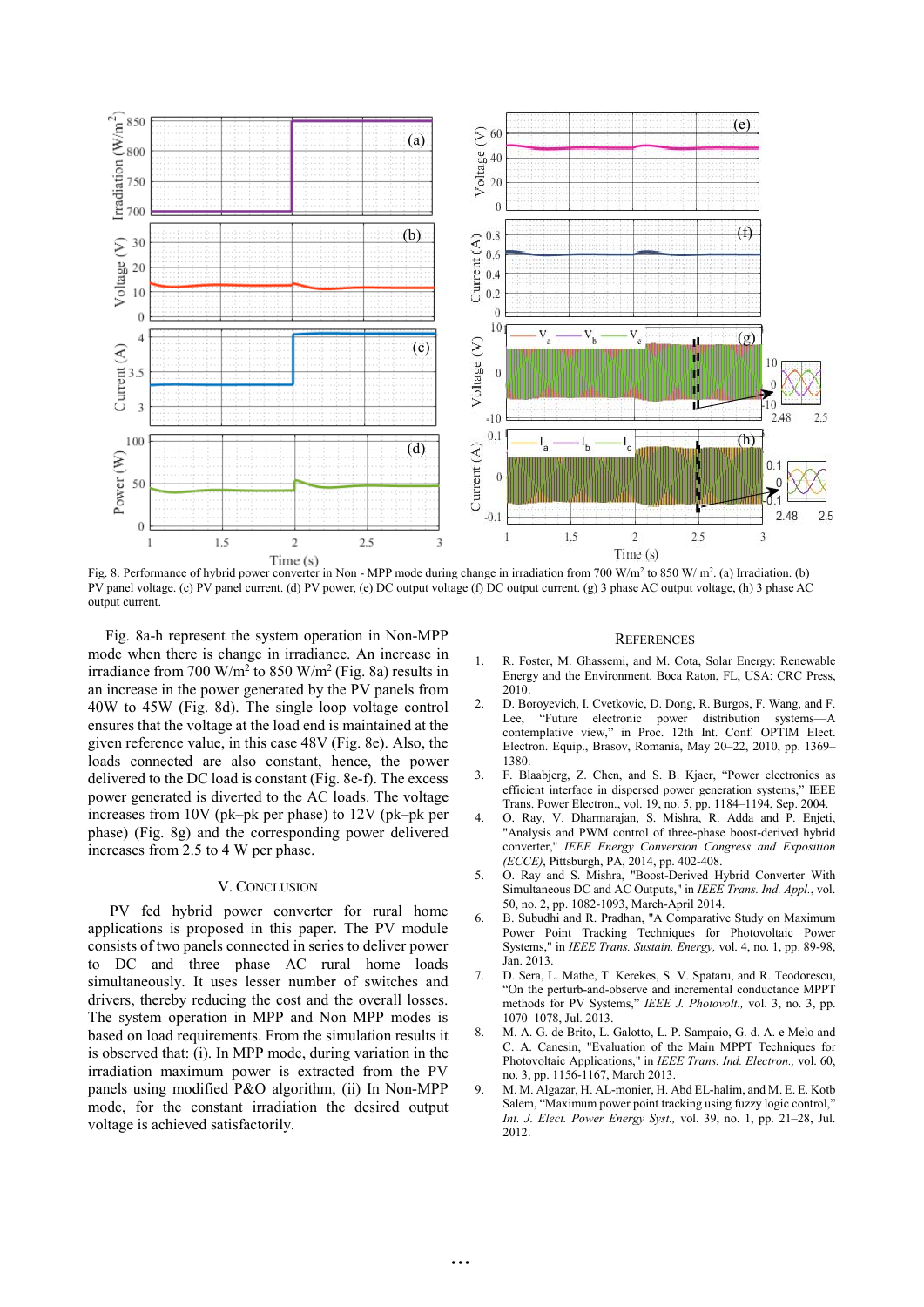Fig. 8. Performance of hybrid power converter in Non - MPP mode during change in irradiation from 700 W/m² to 850 W/ m². (a) Irradiation. (b) PV panel voltage. (c) PV panel current. (d) PV power, (e) DC output voltage (f) DC output current. (g) 3 phase AC output voltage, (h) 3 phase AC output current.

Fig. 8a-h represent the system operation in Non-MPP mode when there is change in irradiance. An increase in irradiance from 700 W/m² to 850 W/m² (Fig. 8a) results in an increase in the power generated by the PV panels from 40W to 45W (Fig. 8d). The single loop voltage control ensures that the voltage at the load end is maintained at the given reference value, in this case 48V (Fig. 8e). Also, the loads connected are also constant, hence, the power delivered to the DC load is constant (Fig. 8e-f). The excess power generated is diverted to the AC loads. The voltage increases from 10V (pk–pk per phase) to 12V (pk–pk per phase) (Fig. 8g) and the corresponding power delivered increases from 2.5 to 4 W per phase.

## V. Conclusion

PV fed hybrid power converter for rural home applications is proposed in this paper. The PV module consists of two panels connected in series to deliver power to DC and three phase AC rural home loads simultaneously. It uses lesser number of switches and drivers, thereby reducing the cost and the overall losses. The system operation in MPP and Non MPP modes is based on load requirements. From the simulation results it is observed that: (i). In MPP mode, during variation in the irradiation maximum power is extracted from the PV panels using modified P&O algorithm, (ii) In Non-MPP mode, for the constant irradiation the desired output voltage is achieved satisfactorily.

## References

1. R. Foster, M. Ghassemi, and M. Cota, Solar Energy: Renewable Energy and the Environment. Boca Raton, FL, USA: CRC Press, 2010.
2. D. Boroyevich, I. Cvetkovic, D. Dong, R. Burgos, F. Wang, and F. Lee, "Future electronic power distribution systems—A contemplative view," in Proc. 12th Int. Conf. OPTIM Elect. Electron. Equip., Brasov, Romania, May 20–22, 2010, pp. 1369–1380.
3. F. Blaabjerg, Z. Chen, and S. B. Kjaer, "Power electronics as efficient interface in dispersed power generation systems," IEEE Trans. Power Electron., vol. 19, no. 5, pp. 1184–1194, Sep. 2004.
4. O. Ray, V. Dharmarajan, S. Mishra, R. Adda and P. Enjeti, "Analysis and PWM control of three-phase boost-derived hybrid converter," *IEEE Energy Conversion Congress and Exposition (ECCE)*, Pittsburgh, PA, 2014, pp. 402-408.
5. O. Ray and S. Mishra, "Boost-Derived Hybrid Converter With Simultaneous DC and AC Outputs," in *IEEE Trans. Ind. Appl.*, vol. 50, no. 2, pp. 1082-1093, March-April 2014.
6. B. Subudhi and R. Pradhan, "A Comparative Study on Maximum Power Point Tracking Techniques for Photovoltaic Power Systems," in *IEEE Trans. Sustain. Energy,* vol. 4, no. 1, pp. 89-98, Jan. 2013.
7. D. Sera, L. Mathe, T. Kerekes, S. V. Spataru, and R. Teodorescu, "On the perturb-and-observe and incremental conductance MPPT methods for PV Systems," *IEEE J. Photovolt.,* vol. 3, no. 3, pp. 1070–1078, Jul. 2013.
8. M. A. G. de Brito, L. Galotto, L. P. Sampaio, G. d. A. e Melo and C. A. Canesin, "Evaluation of the Main MPPT Techniques for Photovoltaic Applications," in *IEEE Trans. Ind. Electron.,* vol. 60, no. 3, pp. 1156-1167, March 2013.
9. M. M. Algazar, H. AL-monier, H. Abd EL-halim, and M. E. E. Kotb Salem, "Maximum power point tracking using fuzzy logic control," *Int. J. Elect. Power Energy Syst.,* vol. 39, no. 1, pp. 21–28, Jul. 2012.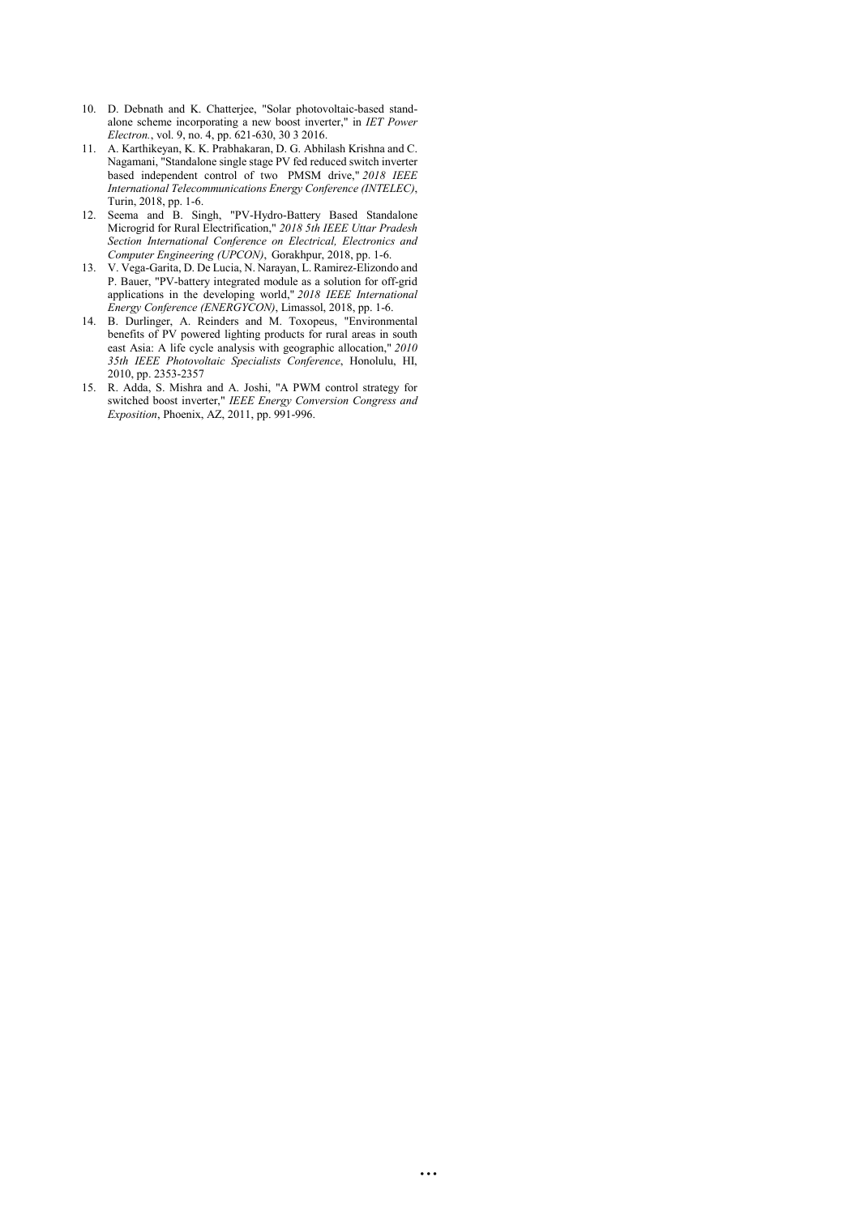10. D. Debnath and K. Chatterjee, "Solar photovoltaic-based stand-alone scheme incorporating a new boost inverter," in *IET Power Electron.*, vol. 9, no. 4, pp. 621-630, 30 3 2016.
11. A. Karthikeyan, K. K. Prabhakaran, D. G. Abhilash Krishna and C. Nagamani, "Standalone single stage PV fed reduced switch inverter based independent control of two PMSM drive," *2018 IEEE International Telecommunications Energy Conference (INTELEC)*, Turin, 2018, pp. 1-6.
12. Seema and B. Singh, "PV-Hydro-Battery Based Standalone Microgrid for Rural Electrification," *2018 5th IEEE Uttar Pradesh Section International Conference on Electrical, Electronics and Computer Engineering (UPCON)*, Gorakhpur, 2018, pp. 1-6.
13. V. Vega-Garita, D. De Lucia, N. Narayan, L. Ramirez-Elizondo and P. Bauer, "PV-battery integrated module as a solution for off-grid applications in the developing world," *2018 IEEE International Energy Conference (ENERGYCON)*, Limassol, 2018, pp. 1-6.
14. B. Durlinger, A. Reinders and M. Toxopeus, "Environmental benefits of PV powered lighting products for rural areas in south east Asia: A life cycle analysis with geographic allocation," *2010 35th IEEE Photovoltaic Specialists Conference*, Honolulu, HI, 2010, pp. 2353-2357
15. R. Adda, S. Mishra and A. Joshi, "A PWM control strategy for switched boost inverter," *IEEE Energy Conversion Congress and Exposition*, Phoenix, AZ, 2011, pp. 991-996.

•••